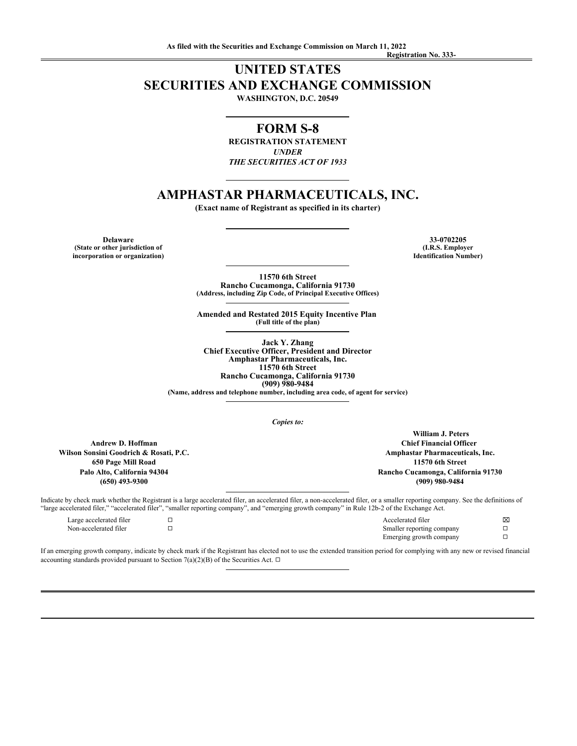As filed with the Securities and Exchange Commission on March 11, 2022

Registration No. 333-

# UNITED STATES
# SECURITIES AND EXCHANGE COMMISSION

**WASHINGTON, D.C. 20549**

## FORM S-8

**REGISTRATION STATEMENT**
*UNDER*
*THE SECURITIES ACT OF 1933*

## AMPHASTAR PHARMACEUTICALS, INC.

**(Exact name of Registrant as specified in its charter)**

| Delaware | 33-0702205 |
|---|---|
| (State or other jurisdiction of incorporation or organization) | (I.R.S. Employer Identification Number) |

**11570 6th Street**
**Rancho Cucamonga, California 91730**
**(Address, including Zip Code, of Principal Executive Offices)**

**Amended and Restated 2015 Equity Incentive Plan**
**(Full title of the plan)**

**Jack Y. Zhang**
**Chief Executive Officer, President and Director**
**Amphastar Pharmaceuticals, Inc.**
**11570 6th Street**
**Rancho Cucamonga, California 91730**
**(909) 980-9484**
**(Name, address and telephone number, including area code, of agent for service)**

*Copies to:*

| Andrew D. Hoffman | William J. Peters |
|---|---|
| Wilson Sonsini Goodrich & Rosati, P.C. | Chief Financial Officer |
| 650 Page Mill Road | Amphastar Pharmaceuticals, Inc. |
| Palo Alto, California 94304 | 11570 6th Street |
| (650) 493-9300 | Rancho Cucamonga, California 91730 |
| | (909) 980-9484 |

Indicate by check mark whether the Registrant is a large accelerated filer, an accelerated filer, a non-accelerated filer, or a smaller reporting company. See the definitions of "large accelerated filer," "accelerated filer", "smaller reporting company", and "emerging growth company" in Rule 12b-2 of the Exchange Act.

| | | | |
|---|---|---|---|
| Large accelerated filer | ☐ | Accelerated filer | ☒ |
| Non-accelerated filer | ☐ | Smaller reporting company | ☐ |
| | | Emerging growth company | ☐ |

If an emerging growth company, indicate by check mark if the Registrant has elected not to use the extended transition period for complying with any new or revised financial accounting standards provided pursuant to Section 7(a)(2)(B) of the Securities Act. ☐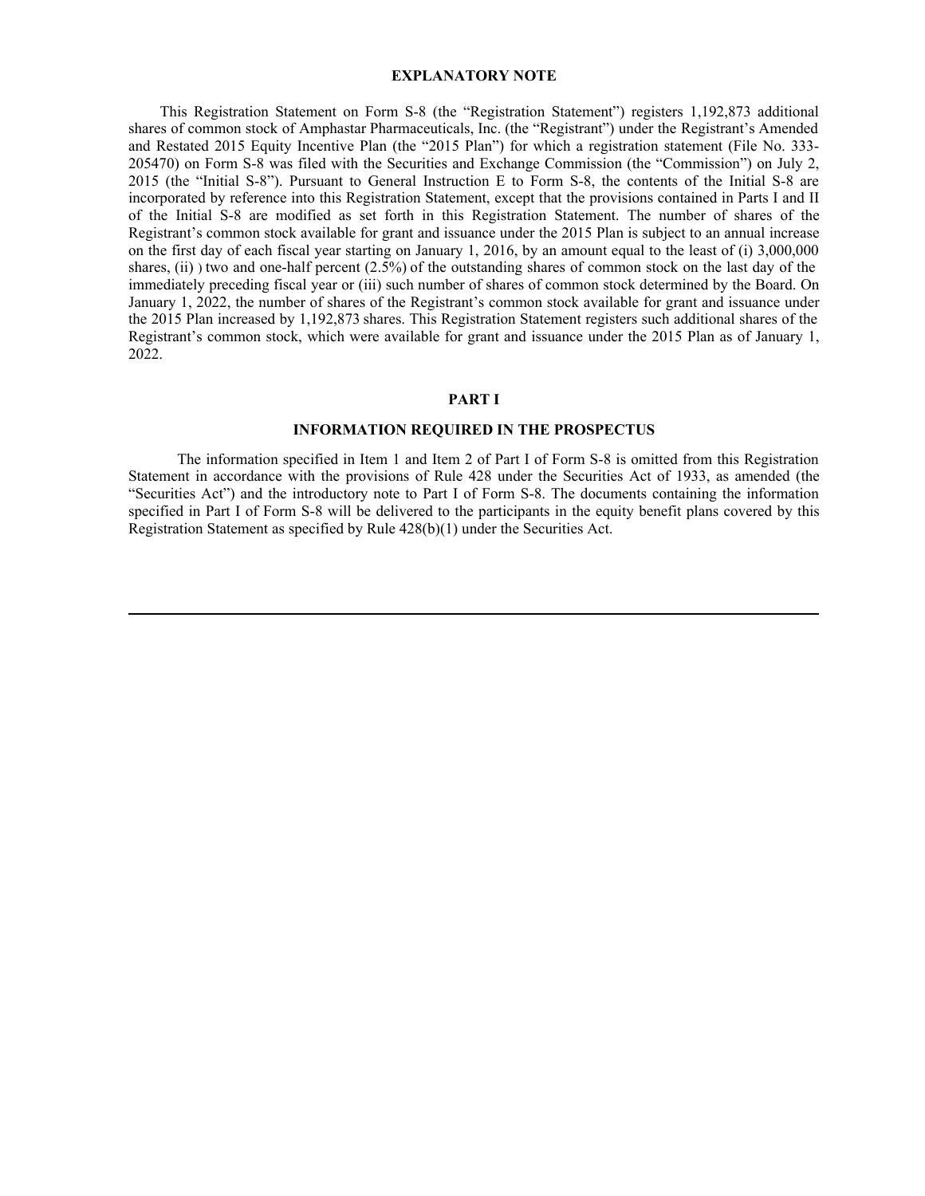## EXPLANATORY NOTE

This Registration Statement on Form S-8 (the "Registration Statement") registers 1,192,873 additional shares of common stock of Amphastar Pharmaceuticals, Inc. (the "Registrant") under the Registrant's Amended and Restated 2015 Equity Incentive Plan (the "2015 Plan") for which a registration statement (File No. 333-205470) on Form S-8 was filed with the Securities and Exchange Commission (the "Commission") on July 2, 2015 (the "Initial S-8"). Pursuant to General Instruction E to Form S-8, the contents of the Initial S-8 are incorporated by reference into this Registration Statement, except that the provisions contained in Parts I and II of the Initial S-8 are modified as set forth in this Registration Statement. The number of shares of the Registrant's common stock available for grant and issuance under the 2015 Plan is subject to an annual increase on the first day of each fiscal year starting on January 1, 2016, by an amount equal to the least of (i) 3,000,000 shares, (ii) ) two and one-half percent (2.5%) of the outstanding shares of common stock on the last day of the immediately preceding fiscal year or (iii) such number of shares of common stock determined by the Board. On January 1, 2022, the number of shares of the Registrant's common stock available for grant and issuance under the 2015 Plan increased by 1,192,873 shares. This Registration Statement registers such additional shares of the Registrant's common stock, which were available for grant and issuance under the 2015 Plan as of January 1, 2022.

## PART I

### INFORMATION REQUIRED IN THE PROSPECTUS

The information specified in Item 1 and Item 2 of Part I of Form S-8 is omitted from this Registration Statement in accordance with the provisions of Rule 428 under the Securities Act of 1933, as amended (the "Securities Act") and the introductory note to Part I of Form S-8. The documents containing the information specified in Part I of Form S-8 will be delivered to the participants in the equity benefit plans covered by this Registration Statement as specified by Rule 428(b)(1) under the Securities Act.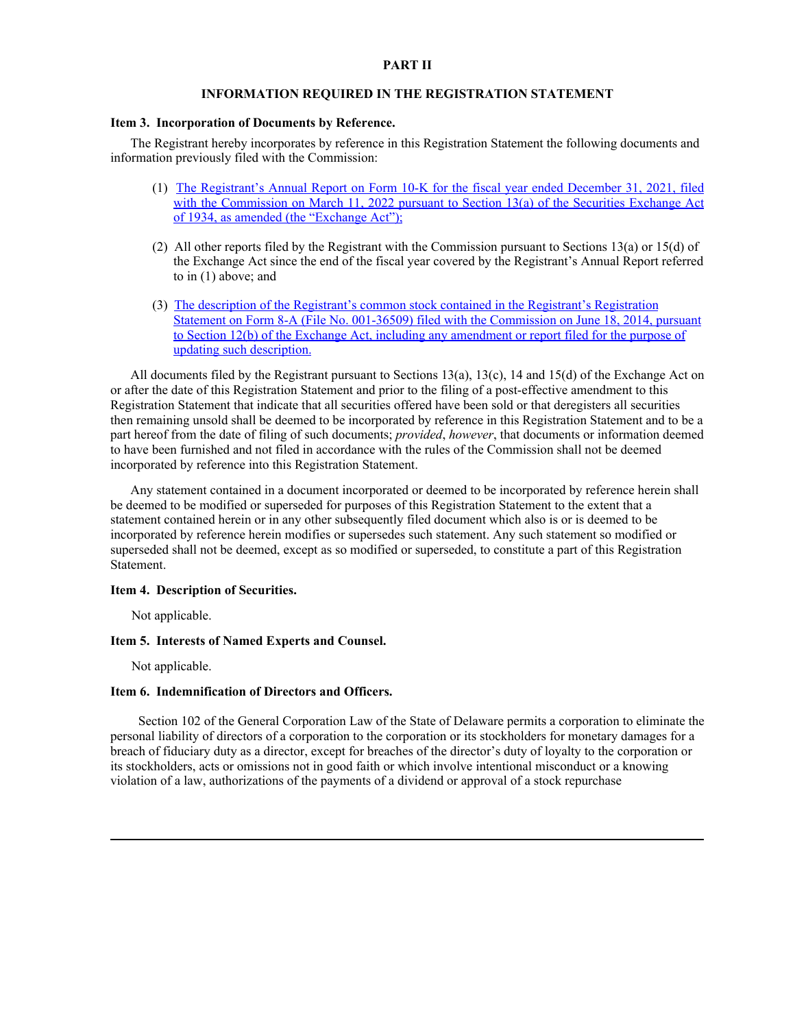## PART II

## INFORMATION REQUIRED IN THE REGISTRATION STATEMENT

**Item 3. Incorporation of Documents by Reference.**

The Registrant hereby incorporates by reference in this Registration Statement the following documents and information previously filed with the Commission:

(1) The Registrant's Annual Report on Form 10-K for the fiscal year ended December 31, 2021, filed with the Commission on March 11, 2022 pursuant to Section 13(a) of the Securities Exchange Act of 1934, as amended (the "Exchange Act");

(2) All other reports filed by the Registrant with the Commission pursuant to Sections 13(a) or 15(d) of the Exchange Act since the end of the fiscal year covered by the Registrant's Annual Report referred to in (1) above; and

(3) The description of the Registrant's common stock contained in the Registrant's Registration Statement on Form 8-A (File No. 001-36509) filed with the Commission on June 18, 2014, pursuant to Section 12(b) of the Exchange Act, including any amendment or report filed for the purpose of updating such description.

All documents filed by the Registrant pursuant to Sections 13(a), 13(c), 14 and 15(d) of the Exchange Act on or after the date of this Registration Statement and prior to the filing of a post-effective amendment to this Registration Statement that indicate that all securities offered have been sold or that deregisters all securities then remaining unsold shall be deemed to be incorporated by reference in this Registration Statement and to be a part hereof from the date of filing of such documents; *provided*, *however*, that documents or information deemed to have been furnished and not filed in accordance with the rules of the Commission shall not be deemed incorporated by reference into this Registration Statement.

Any statement contained in a document incorporated or deemed to be incorporated by reference herein shall be deemed to be modified or superseded for purposes of this Registration Statement to the extent that a statement contained herein or in any other subsequently filed document which also is or is deemed to be incorporated by reference herein modifies or supersedes such statement. Any such statement so modified or superseded shall not be deemed, except as so modified or superseded, to constitute a part of this Registration Statement.

**Item 4. Description of Securities.**

Not applicable.

**Item 5. Interests of Named Experts and Counsel.**

Not applicable.

**Item 6. Indemnification of Directors and Officers.**

Section 102 of the General Corporation Law of the State of Delaware permits a corporation to eliminate the personal liability of directors of a corporation to the corporation or its stockholders for monetary damages for a breach of fiduciary duty as a director, except for breaches of the director's duty of loyalty to the corporation or its stockholders, acts or omissions not in good faith or which involve intentional misconduct or a knowing violation of a law, authorizations of the payments of a dividend or approval of a stock repurchase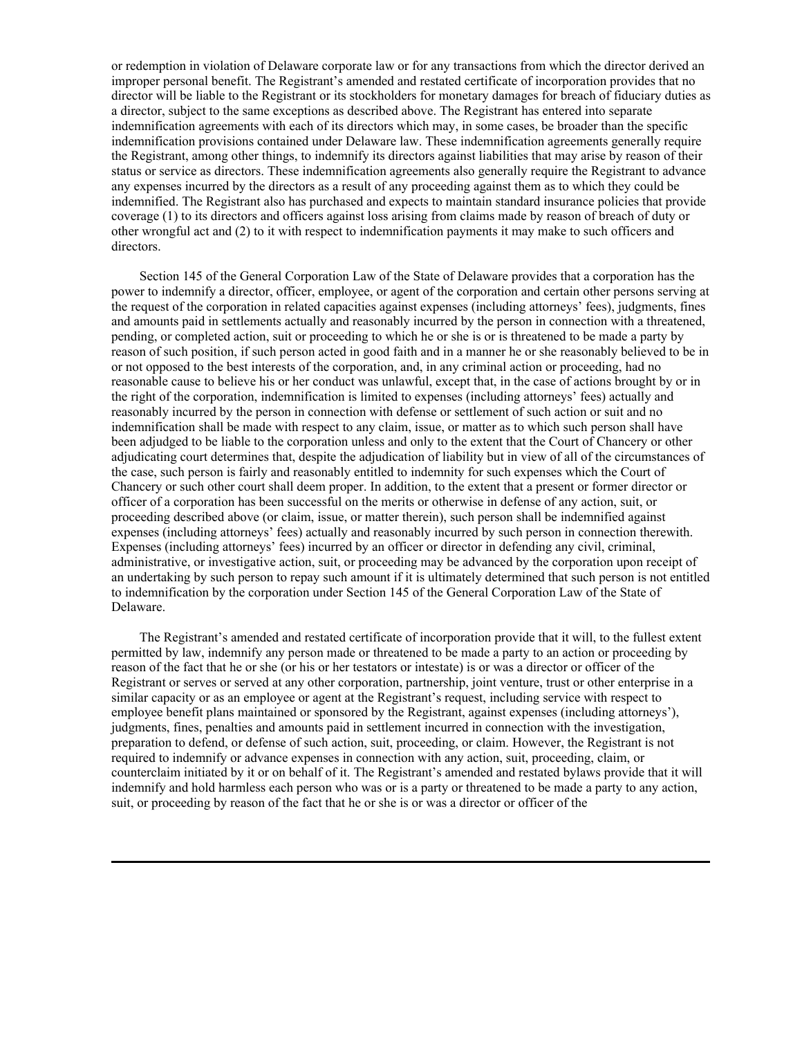or redemption in violation of Delaware corporate law or for any transactions from which the director derived an improper personal benefit. The Registrant's amended and restated certificate of incorporation provides that no director will be liable to the Registrant or its stockholders for monetary damages for breach of fiduciary duties as a director, subject to the same exceptions as described above. The Registrant has entered into separate indemnification agreements with each of its directors which may, in some cases, be broader than the specific indemnification provisions contained under Delaware law. These indemnification agreements generally require the Registrant, among other things, to indemnify its directors against liabilities that may arise by reason of their status or service as directors. These indemnification agreements also generally require the Registrant to advance any expenses incurred by the directors as a result of any proceeding against them as to which they could be indemnified. The Registrant also has purchased and expects to maintain standard insurance policies that provide coverage (1) to its directors and officers against loss arising from claims made by reason of breach of duty or other wrongful act and (2) to it with respect to indemnification payments it may make to such officers and directors.

Section 145 of the General Corporation Law of the State of Delaware provides that a corporation has the power to indemnify a director, officer, employee, or agent of the corporation and certain other persons serving at the request of the corporation in related capacities against expenses (including attorneys' fees), judgments, fines and amounts paid in settlements actually and reasonably incurred by the person in connection with a threatened, pending, or completed action, suit or proceeding to which he or she is or is threatened to be made a party by reason of such position, if such person acted in good faith and in a manner he or she reasonably believed to be in or not opposed to the best interests of the corporation, and, in any criminal action or proceeding, had no reasonable cause to believe his or her conduct was unlawful, except that, in the case of actions brought by or in the right of the corporation, indemnification is limited to expenses (including attorneys' fees) actually and reasonably incurred by the person in connection with defense or settlement of such action or suit and no indemnification shall be made with respect to any claim, issue, or matter as to which such person shall have been adjudged to be liable to the corporation unless and only to the extent that the Court of Chancery or other adjudicating court determines that, despite the adjudication of liability but in view of all of the circumstances of the case, such person is fairly and reasonably entitled to indemnity for such expenses which the Court of Chancery or such other court shall deem proper. In addition, to the extent that a present or former director or officer of a corporation has been successful on the merits or otherwise in defense of any action, suit, or proceeding described above (or claim, issue, or matter therein), such person shall be indemnified against expenses (including attorneys' fees) actually and reasonably incurred by such person in connection therewith. Expenses (including attorneys' fees) incurred by an officer or director in defending any civil, criminal, administrative, or investigative action, suit, or proceeding may be advanced by the corporation upon receipt of an undertaking by such person to repay such amount if it is ultimately determined that such person is not entitled to indemnification by the corporation under Section 145 of the General Corporation Law of the State of Delaware.

The Registrant's amended and restated certificate of incorporation provide that it will, to the fullest extent permitted by law, indemnify any person made or threatened to be made a party to an action or proceeding by reason of the fact that he or she (or his or her testators or intestate) is or was a director or officer of the Registrant or serves or served at any other corporation, partnership, joint venture, trust or other enterprise in a similar capacity or as an employee or agent at the Registrant's request, including service with respect to employee benefit plans maintained or sponsored by the Registrant, against expenses (including attorneys'), judgments, fines, penalties and amounts paid in settlement incurred in connection with the investigation, preparation to defend, or defense of such action, suit, proceeding, or claim. However, the Registrant is not required to indemnify or advance expenses in connection with any action, suit, proceeding, claim, or counterclaim initiated by it or on behalf of it. The Registrant's amended and restated bylaws provide that it will indemnify and hold harmless each person who was or is a party or threatened to be made a party to any action, suit, or proceeding by reason of the fact that he or she is or was a director or officer of the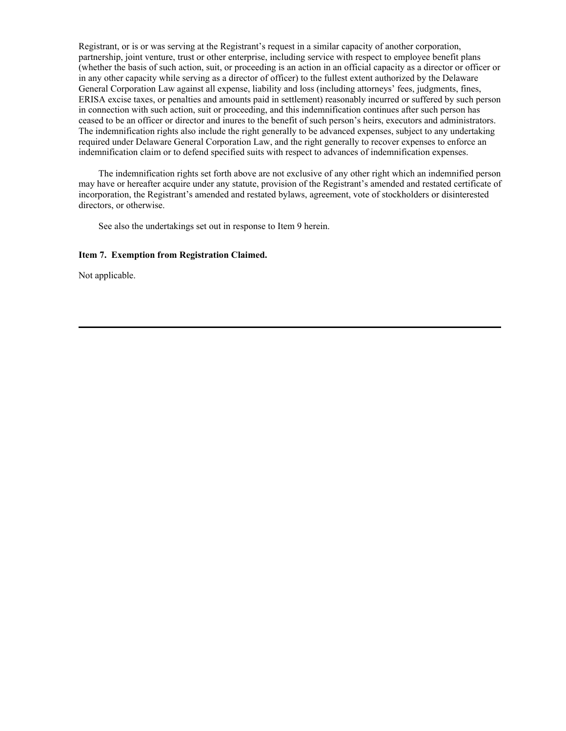Registrant, or is or was serving at the Registrant's request in a similar capacity of another corporation, partnership, joint venture, trust or other enterprise, including service with respect to employee benefit plans (whether the basis of such action, suit, or proceeding is an action in an official capacity as a director or officer or in any other capacity while serving as a director of officer) to the fullest extent authorized by the Delaware General Corporation Law against all expense, liability and loss (including attorneys' fees, judgments, fines, ERISA excise taxes, or penalties and amounts paid in settlement) reasonably incurred or suffered by such person in connection with such action, suit or proceeding, and this indemnification continues after such person has ceased to be an officer or director and inures to the benefit of such person's heirs, executors and administrators. The indemnification rights also include the right generally to be advanced expenses, subject to any undertaking required under Delaware General Corporation Law, and the right generally to recover expenses to enforce an indemnification claim or to defend specified suits with respect to advances of indemnification expenses.

The indemnification rights set forth above are not exclusive of any other right which an indemnified person may have or hereafter acquire under any statute, provision of the Registrant's amended and restated certificate of incorporation, the Registrant's amended and restated bylaws, agreement, vote of stockholders or disinterested directors, or otherwise.

See also the undertakings set out in response to Item 9 herein.

**Item 7. Exemption from Registration Claimed.**

Not applicable.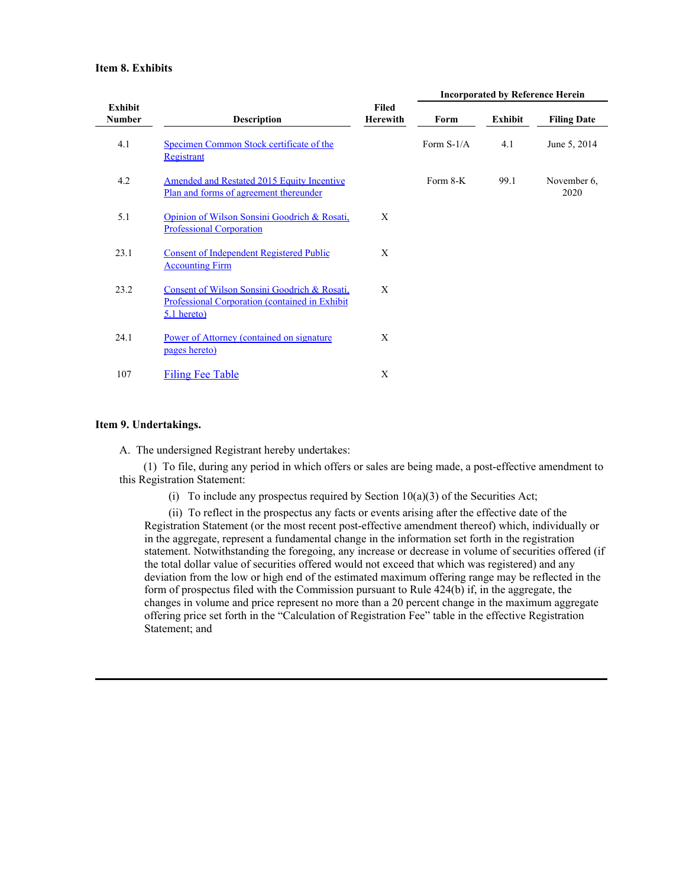### Item 8. Exhibits

| Exhibit Number | Description | Filed Herewith | Incorporated by Reference Herein | | |
|---|---|---|---|---|---|
| | | | Form | Exhibit | Filing Date |
| 4.1 | Specimen Common Stock certificate of the Registrant | | Form S-1/A | 4.1 | June 5, 2014 |
| 4.2 | Amended and Restated 2015 Equity Incentive Plan and forms of agreement thereunder | | Form 8-K | 99.1 | November 6, 2020 |
| 5.1 | Opinion of Wilson Sonsini Goodrich & Rosati, Professional Corporation | X | | | |
| 23.1 | Consent of Independent Registered Public Accounting Firm | X | | | |
| 23.2 | Consent of Wilson Sonsini Goodrich & Rosati, Professional Corporation (contained in Exhibit 5.1 hereto) | X | | | |
| 24.1 | Power of Attorney (contained on signature pages hereto) | X | | | |
| 107 | Filing Fee Table | X | | | |

### Item 9. Undertakings.

A. The undersigned Registrant hereby undertakes:

(1) To file, during any period in which offers or sales are being made, a post-effective amendment to this Registration Statement:

(i) To include any prospectus required by Section 10(a)(3) of the Securities Act;

(ii) To reflect in the prospectus any facts or events arising after the effective date of the Registration Statement (or the most recent post-effective amendment thereof) which, individually or in the aggregate, represent a fundamental change in the information set forth in the registration statement. Notwithstanding the foregoing, any increase or decrease in volume of securities offered (if the total dollar value of securities offered would not exceed that which was registered) and any deviation from the low or high end of the estimated maximum offering range may be reflected in the form of prospectus filed with the Commission pursuant to Rule 424(b) if, in the aggregate, the changes in volume and price represent no more than a 20 percent change in the maximum aggregate offering price set forth in the "Calculation of Registration Fee" table in the effective Registration Statement; and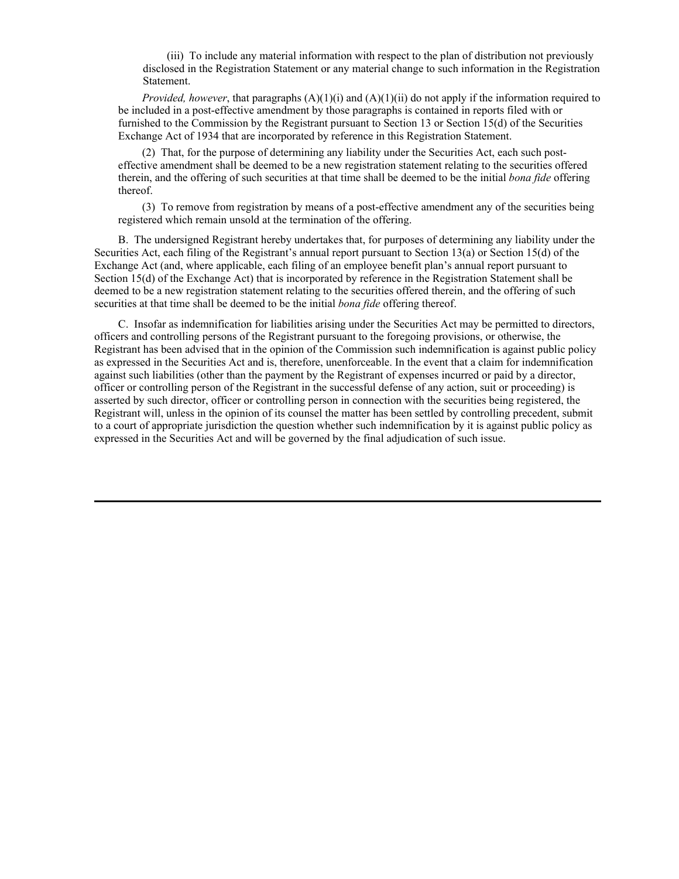(iii) To include any material information with respect to the plan of distribution not previously disclosed in the Registration Statement or any material change to such information in the Registration Statement.

*Provided, however*, that paragraphs (A)(1)(i) and (A)(1)(ii) do not apply if the information required to be included in a post-effective amendment by those paragraphs is contained in reports filed with or furnished to the Commission by the Registrant pursuant to Section 13 or Section 15(d) of the Securities Exchange Act of 1934 that are incorporated by reference in this Registration Statement.

(2) That, for the purpose of determining any liability under the Securities Act, each such post-effective amendment shall be deemed to be a new registration statement relating to the securities offered therein, and the offering of such securities at that time shall be deemed to be the initial *bona fide* offering thereof.

(3) To remove from registration by means of a post-effective amendment any of the securities being registered which remain unsold at the termination of the offering.

B. The undersigned Registrant hereby undertakes that, for purposes of determining any liability under the Securities Act, each filing of the Registrant's annual report pursuant to Section 13(a) or Section 15(d) of the Exchange Act (and, where applicable, each filing of an employee benefit plan's annual report pursuant to Section 15(d) of the Exchange Act) that is incorporated by reference in the Registration Statement shall be deemed to be a new registration statement relating to the securities offered therein, and the offering of such securities at that time shall be deemed to be the initial *bona fide* offering thereof.

C. Insofar as indemnification for liabilities arising under the Securities Act may be permitted to directors, officers and controlling persons of the Registrant pursuant to the foregoing provisions, or otherwise, the Registrant has been advised that in the opinion of the Commission such indemnification is against public policy as expressed in the Securities Act and is, therefore, unenforceable. In the event that a claim for indemnification against such liabilities (other than the payment by the Registrant of expenses incurred or paid by a director, officer or controlling person of the Registrant in the successful defense of any action, suit or proceeding) is asserted by such director, officer or controlling person in connection with the securities being registered, the Registrant will, unless in the opinion of its counsel the matter has been settled by controlling precedent, submit to a court of appropriate jurisdiction the question whether such indemnification by it is against public policy as expressed in the Securities Act and will be governed by the final adjudication of such issue.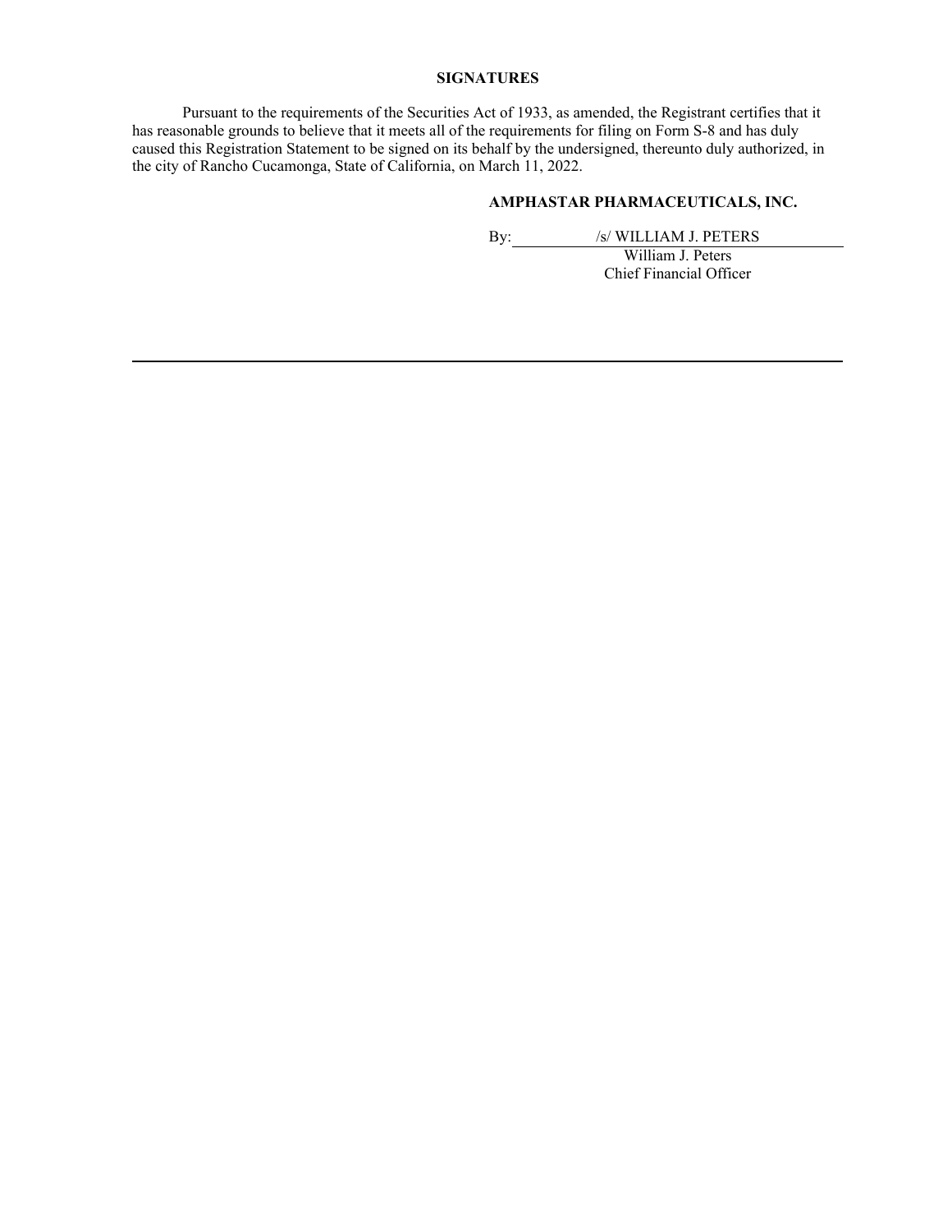## SIGNATURES

Pursuant to the requirements of the Securities Act of 1933, as amended, the Registrant certifies that it has reasonable grounds to believe that it meets all of the requirements for filing on Form S-8 and has duly caused this Registration Statement to be signed on its behalf by the undersigned, thereunto duly authorized, in the city of Rancho Cucamonga, State of California, on March 11, 2022.

**AMPHASTAR PHARMACEUTICALS, INC.**

By: /s/ WILLIAM J. PETERS
William J. Peters
Chief Financial Officer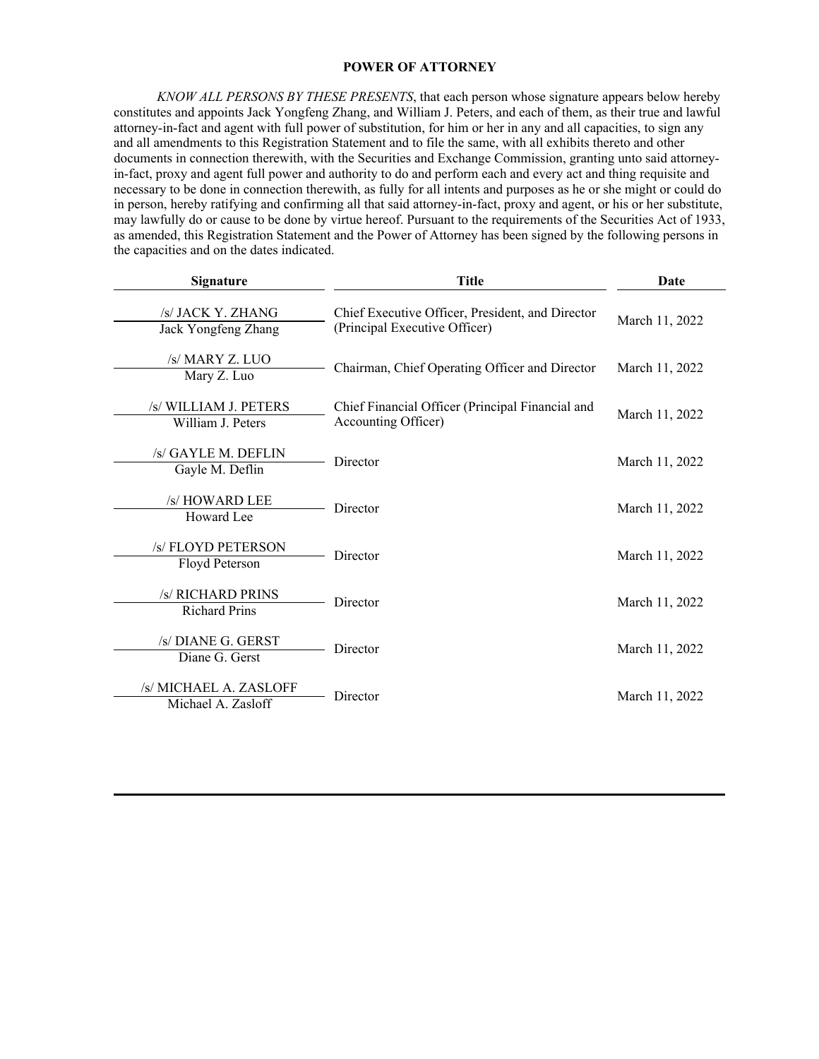**POWER OF ATTORNEY**

*KNOW ALL PERSONS BY THESE PRESENTS*, that each person whose signature appears below hereby constitutes and appoints Jack Yongfeng Zhang, and William J. Peters, and each of them, as their true and lawful attorney-in-fact and agent with full power of substitution, for him or her in any and all capacities, to sign any and all amendments to this Registration Statement and to file the same, with all exhibits thereto and other documents in connection therewith, with the Securities and Exchange Commission, granting unto said attorney-in-fact, proxy and agent full power and authority to do and perform each and every act and thing requisite and necessary to be done in connection therewith, as fully for all intents and purposes as he or she might or could do in person, hereby ratifying and confirming all that said attorney-in-fact, proxy and agent, or his or her substitute, may lawfully do or cause to be done by virtue hereof. Pursuant to the requirements of the Securities Act of 1933, as amended, this Registration Statement and the Power of Attorney has been signed by the following persons in the capacities and on the dates indicated.

| Signature | Title | Date |
|---|---|---|
| /s/ JACK Y. ZHANG<br>Jack Yongfeng Zhang | Chief Executive Officer, President, and Director (Principal Executive Officer) | March 11, 2022 |
| /s/ MARY Z. LUO<br>Mary Z. Luo | Chairman, Chief Operating Officer and Director | March 11, 2022 |
| /s/ WILLIAM J. PETERS<br>William J. Peters | Chief Financial Officer (Principal Financial and Accounting Officer) | March 11, 2022 |
| /s/ GAYLE M. DEFLIN<br>Gayle M. Deflin | Director | March 11, 2022 |
| /s/ HOWARD LEE<br>Howard Lee | Director | March 11, 2022 |
| /s/ FLOYD PETERSON<br>Floyd Peterson | Director | March 11, 2022 |
| /s/ RICHARD PRINS<br>Richard Prins | Director | March 11, 2022 |
| /s/ DIANE G. GERST<br>Diane G. Gerst | Director | March 11, 2022 |
| /s/ MICHAEL A. ZASLOFF<br>Michael A. Zasloff | Director | March 11, 2022 |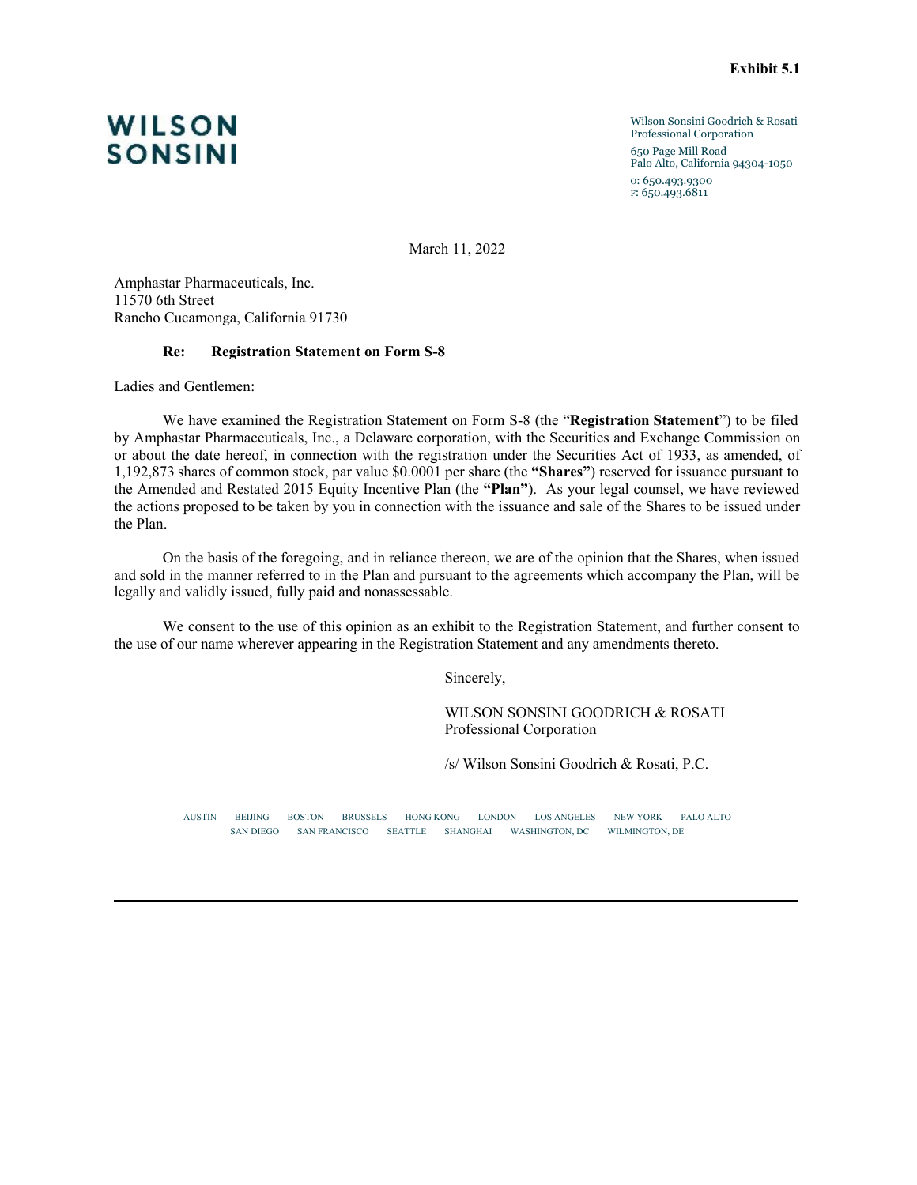**Exhibit 5.1**

**WILSON SONSINI**

Wilson Sonsini Goodrich & Rosati
Professional Corporation
650 Page Mill Road
Palo Alto, California 94304-1050
O: 650.493.9300
F: 650.493.6811

March 11, 2022

Amphastar Pharmaceuticals, Inc.
11570 6th Street
Rancho Cucamonga, California 91730

**Re: Registration Statement on Form S-8**

Ladies and Gentlemen:

We have examined the Registration Statement on Form S-8 (the "**Registration Statement**") to be filed by Amphastar Pharmaceuticals, Inc., a Delaware corporation, with the Securities and Exchange Commission on or about the date hereof, in connection with the registration under the Securities Act of 1933, as amended, of 1,192,873 shares of common stock, par value $0.0001 per share (the **"Shares"**) reserved for issuance pursuant to the Amended and Restated 2015 Equity Incentive Plan (the **"Plan"**). As your legal counsel, we have reviewed the actions proposed to be taken by you in connection with the issuance and sale of the Shares to be issued under the Plan.

On the basis of the foregoing, and in reliance thereon, we are of the opinion that the Shares, when issued and sold in the manner referred to in the Plan and pursuant to the agreements which accompany the Plan, will be legally and validly issued, fully paid and nonassessable.

We consent to the use of this opinion as an exhibit to the Registration Statement, and further consent to the use of our name wherever appearing in the Registration Statement and any amendments thereto.

Sincerely,

WILSON SONSINI GOODRICH & ROSATI
Professional Corporation

/s/ Wilson Sonsini Goodrich & Rosati, P.C.

AUSTIN BEIJING BOSTON BRUSSELS HONG KONG LONDON LOS ANGELES NEW YORK PALO ALTO
SAN DIEGO SAN FRANCISCO SEATTLE SHANGHAI WASHINGTON, DC WILMINGTON, DE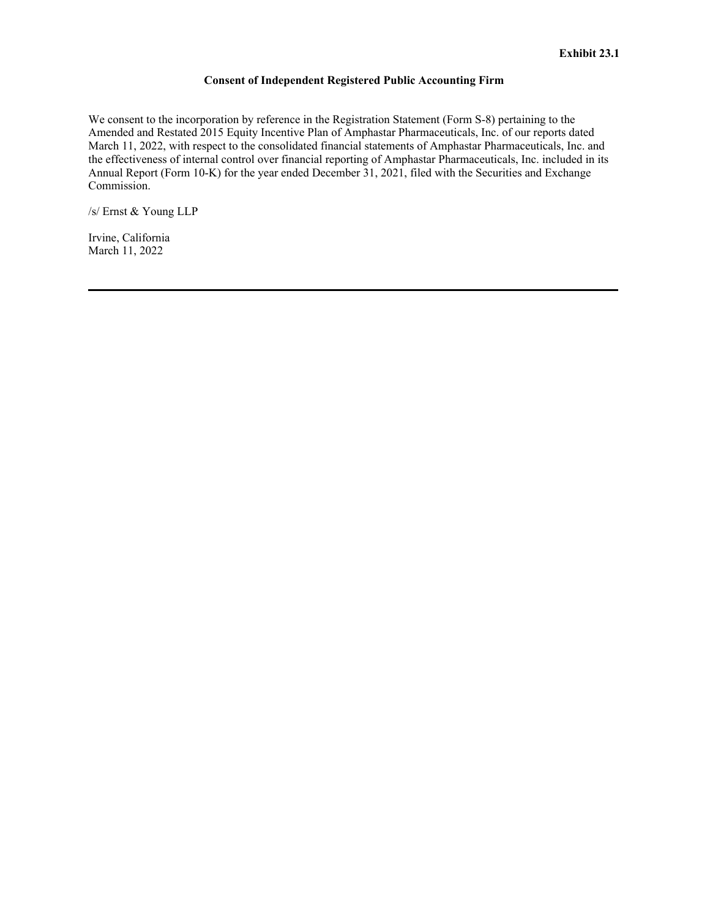**Exhibit 23.1**

## Consent of Independent Registered Public Accounting Firm

We consent to the incorporation by reference in the Registration Statement (Form S-8) pertaining to the Amended and Restated 2015 Equity Incentive Plan of Amphastar Pharmaceuticals, Inc. of our reports dated March 11, 2022, with respect to the consolidated financial statements of Amphastar Pharmaceuticals, Inc. and the effectiveness of internal control over financial reporting of Amphastar Pharmaceuticals, Inc. included in its Annual Report (Form 10-K) for the year ended December 31, 2021, filed with the Securities and Exchange Commission.

/s/ Ernst & Young LLP

Irvine, California
March 11, 2022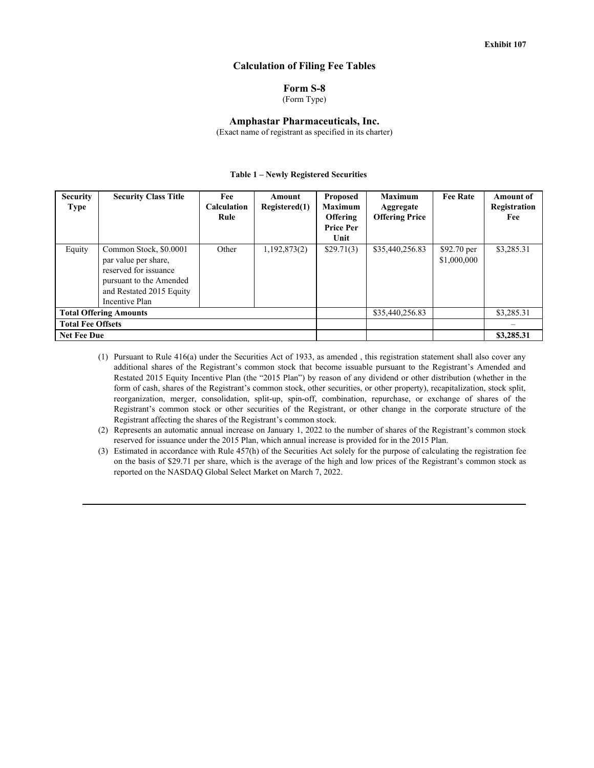**Exhibit 107**

# Calculation of Filing Fee Tables

## Form S-8

(Form Type)

## Amphastar Pharmaceuticals, Inc.

(Exact name of registrant as specified in its charter)

**Table 1 – Newly Registered Securities**

| Security Type | Security Class Title | Fee Calculation Rule | Amount Registered(1) | Proposed Maximum Offering Price Per Unit | Maximum Aggregate Offering Price | Fee Rate | Amount of Registration Fee |
|---|---|---|---|---|---|---|---|
| Equity | Common Stock, $0.0001 par value per share, reserved for issuance pursuant to the Amended and Restated 2015 Equity Incentive Plan | Other | 1,192,873(2) | $29.71(3) | $35,440,256.83 | $92.70 per $1,000,000 | $3,285.31 |
| **Total Offering Amounts** | | | | | $35,440,256.83 | | $3,285.31 |
| **Total Fee Offsets** | | | | | | | – |
| **Net Fee Due** | | | | | | | **$3,285.31** |

(1) Pursuant to Rule 416(a) under the Securities Act of 1933, as amended , this registration statement shall also cover any additional shares of the Registrant's common stock that become issuable pursuant to the Registrant's Amended and Restated 2015 Equity Incentive Plan (the "2015 Plan") by reason of any dividend or other distribution (whether in the form of cash, shares of the Registrant's common stock, other securities, or other property), recapitalization, stock split, reorganization, merger, consolidation, split-up, spin-off, combination, repurchase, or exchange of shares of the Registrant's common stock or other securities of the Registrant, or other change in the corporate structure of the Registrant affecting the shares of the Registrant's common stock.

(2) Represents an automatic annual increase on January 1, 2022 to the number of shares of the Registrant's common stock reserved for issuance under the 2015 Plan, which annual increase is provided for in the 2015 Plan.

(3) Estimated in accordance with Rule 457(h) of the Securities Act solely for the purpose of calculating the registration fee on the basis of $29.71 per share, which is the average of the high and low prices of the Registrant's common stock as reported on the NASDAQ Global Select Market on March 7, 2022.